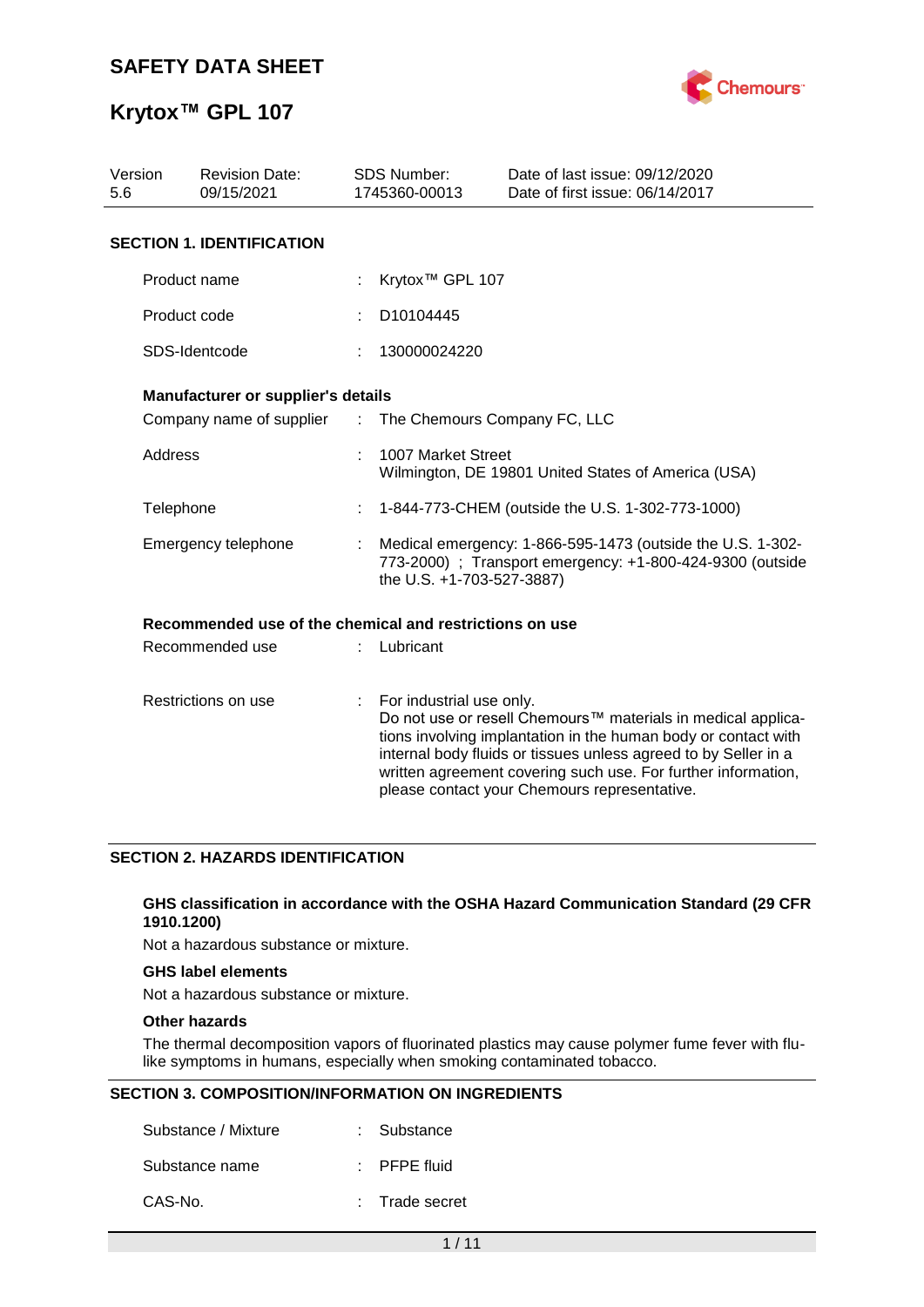# SAFETY DATA SHEET

# Krytox™ GPL 107

| Version | Revision Date: | SDS Number: | Date of last issue: 09/12/2020 |
|---|---|---|---|
| 5.6 | 09/15/2021 | 1745360-00013 | Date of first issue: 06/14/2017 |

## SECTION 1. IDENTIFICATION

Product name : Krytox™ GPL 107

Product code : D10104445

SDS-Identcode : 130000024220

**Manufacturer or supplier's details**

Company name of supplier : The Chemours Company FC, LLC

Address : 1007 Market Street
Wilmington, DE 19801 United States of America (USA)

Telephone : 1-844-773-CHEM (outside the U.S. 1-302-773-1000)

Emergency telephone : Medical emergency: 1-866-595-1473 (outside the U.S. 1-302-773-2000) ; Transport emergency: +1-800-424-9300 (outside the U.S. +1-703-527-3887)

**Recommended use of the chemical and restrictions on use**

Recommended use : Lubricant

Restrictions on use : For industrial use only.
Do not use or resell Chemours™ materials in medical applications involving implantation in the human body or contact with internal body fluids or tissues unless agreed to by Seller in a written agreement covering such use. For further information, please contact your Chemours representative.

## SECTION 2. HAZARDS IDENTIFICATION

**GHS classification in accordance with the OSHA Hazard Communication Standard (29 CFR 1910.1200)**

Not a hazardous substance or mixture.

**GHS label elements**

Not a hazardous substance or mixture.

**Other hazards**

The thermal decomposition vapors of fluorinated plastics may cause polymer fume fever with flu-like symptoms in humans, especially when smoking contaminated tobacco.

## SECTION 3. COMPOSITION/INFORMATION ON INGREDIENTS

Substance / Mixture : Substance

Substance name : PFPE fluid

CAS-No. : Trade secret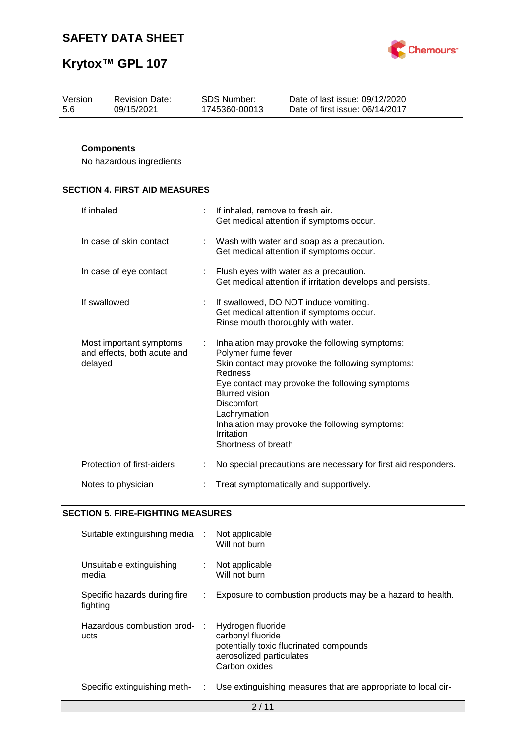**Components**

No hazardous ingredients

## SECTION 4. FIRST AID MEASURES

| | | |
|---|---|---|
| If inhaled | : | If inhaled, remove to fresh air.<br>Get medical attention if symptoms occur. |
| In case of skin contact | : | Wash with water and soap as a precaution.<br>Get medical attention if symptoms occur. |
| In case of eye contact | : | Flush eyes with water as a precaution.<br>Get medical attention if irritation develops and persists. |
| If swallowed | : | If swallowed, DO NOT induce vomiting.<br>Get medical attention if symptoms occur.<br>Rinse mouth thoroughly with water. |
| Most important symptoms and effects, both acute and delayed | : | Inhalation may provoke the following symptoms:<br>Polymer fume fever<br>Skin contact may provoke the following symptoms:<br>Redness<br>Eye contact may provoke the following symptoms<br>Blurred vision<br>Discomfort<br>Lachrymation<br>Inhalation may provoke the following symptoms:<br>Irritation<br>Shortness of breath |
| Protection of first-aiders | : | No special precautions are necessary for first aid responders. |
| Notes to physician | : | Treat symptomatically and supportively. |

## SECTION 5. FIRE-FIGHTING MEASURES

| | | |
|---|---|---|
| Suitable extinguishing media | : | Not applicable<br>Will not burn |
| Unsuitable extinguishing media | : | Not applicable<br>Will not burn |
| Specific hazards during fire fighting | : | Exposure to combustion products may be a hazard to health. |
| Hazardous combustion products | : | Hydrogen fluoride<br>carbonyl fluoride<br>potentially toxic fluorinated compounds<br>aerosolized particulates<br>Carbon oxides |
| Specific extinguishing meth- | : | Use extinguishing measures that are appropriate to local cir- |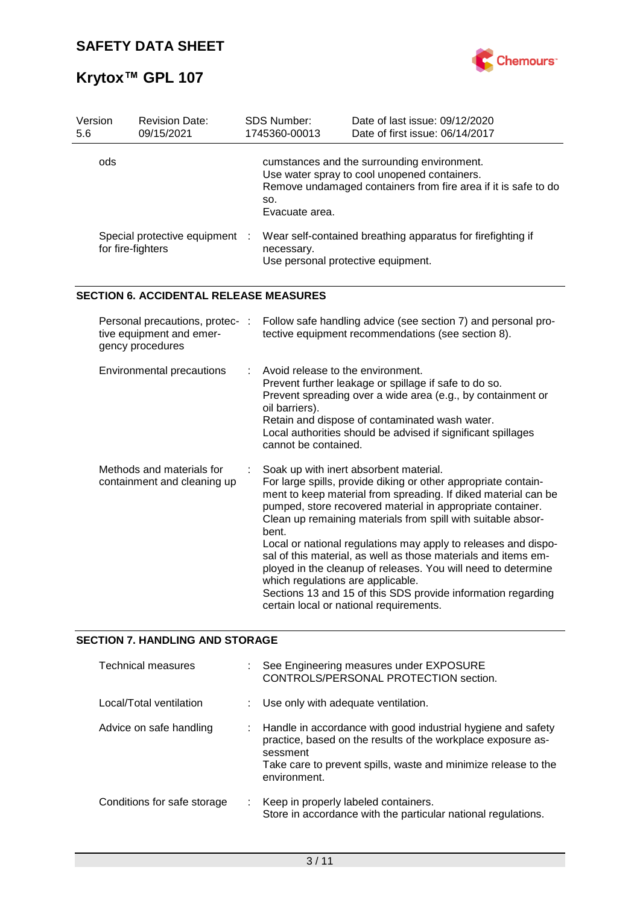| Version 5.6 | Revision Date: 09/15/2021 | SDS Number: 1745360-00013 | Date of last issue: 09/12/2020<br>Date of first issue: 06/14/2017 |
|---|---|---|---|

ods : cumstances and the surrounding environment.
Use water spray to cool unopened containers.
Remove undamaged containers from fire area if it is safe to do so.
Evacuate area.

Special protective equipment for fire-fighters : Wear self-contained breathing apparatus for firefighting if necessary.
Use personal protective equipment.

## SECTION 6. ACCIDENTAL RELEASE MEASURES

Personal precautions, protective equipment and emergency procedures : Follow safe handling advice (see section 7) and personal protective equipment recommendations (see section 8).

Environmental precautions : Avoid release to the environment.
Prevent further leakage or spillage if safe to do so.
Prevent spreading over a wide area (e.g., by containment or oil barriers).
Retain and dispose of contaminated wash water.
Local authorities should be advised if significant spillages cannot be contained.

Methods and materials for containment and cleaning up : Soak up with inert absorbent material.
For large spills, provide diking or other appropriate containment to keep material from spreading. If diked material can be pumped, store recovered material in appropriate container.
Clean up remaining materials from spill with suitable absorbent.
Local or national regulations may apply to releases and disposal of this material, as well as those materials and items employed in the cleanup of releases. You will need to determine which regulations are applicable.
Sections 13 and 15 of this SDS provide information regarding certain local or national requirements.

## SECTION 7. HANDLING AND STORAGE

Technical measures : See Engineering measures under EXPOSURE CONTROLS/PERSONAL PROTECTION section.

Local/Total ventilation : Use only with adequate ventilation.

Advice on safe handling : Handle in accordance with good industrial hygiene and safety practice, based on the results of the workplace exposure assessment
Take care to prevent spills, waste and minimize release to the environment.

Conditions for safe storage : Keep in properly labeled containers.
Store in accordance with the particular national regulations.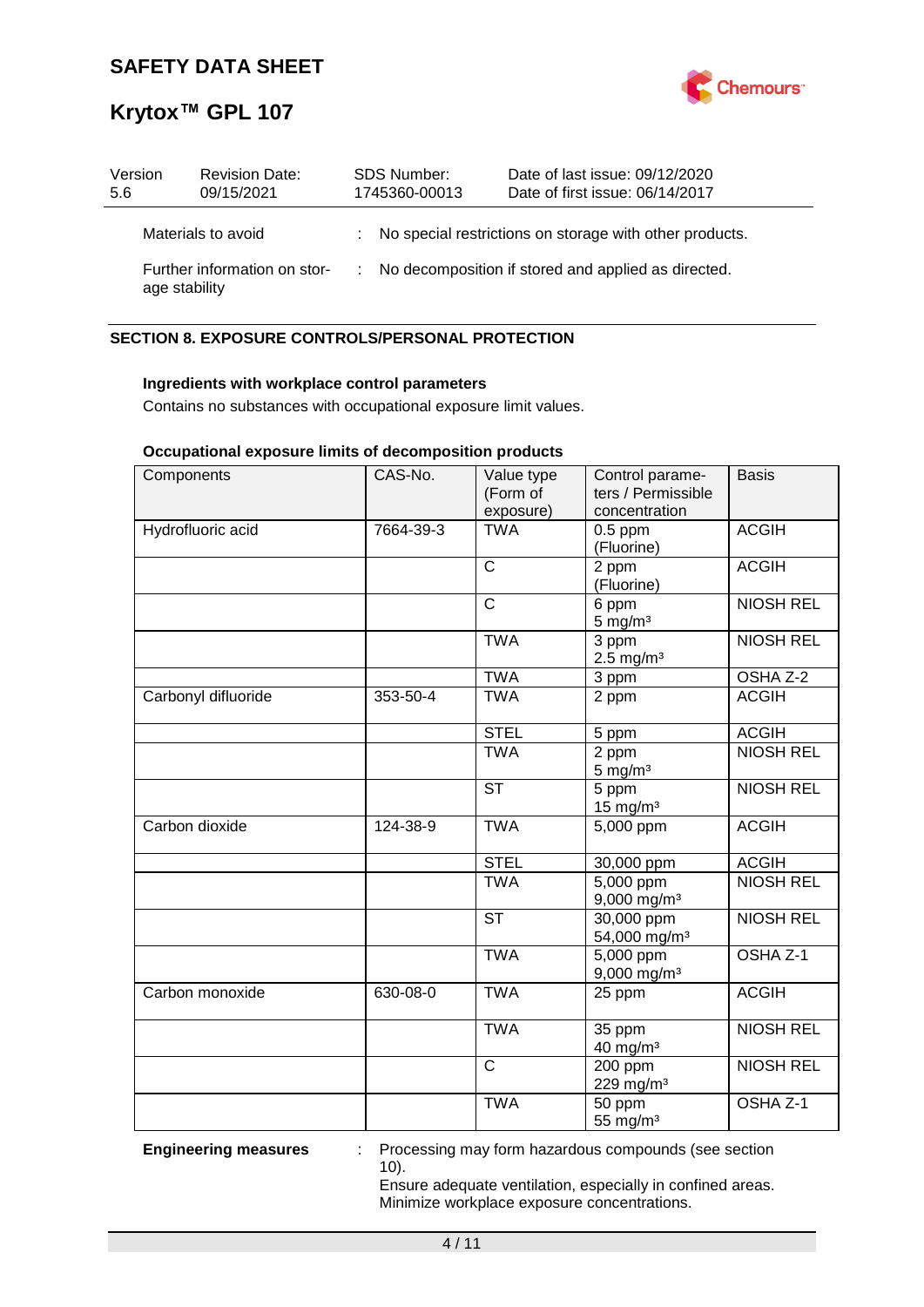Materials to avoid : No special restrictions on storage with other products.

Further information on storage stability : No decomposition if stored and applied as directed.

## SECTION 8. EXPOSURE CONTROLS/PERSONAL PROTECTION

**Ingredients with workplace control parameters**

Contains no substances with occupational exposure limit values.

**Occupational exposure limits of decomposition products**

| Components | CAS-No. | Value type (Form of exposure) | Control parameters / Permissible concentration | Basis |
|---|---|---|---|---|
| Hydrofluoric acid | 7664-39-3 | TWA | 0.5 ppm (Fluorine) | ACGIH |
| | | C | 2 ppm (Fluorine) | ACGIH |
| | | C | 6 ppm 5 mg/m³ | NIOSH REL |
| | | TWA | 3 ppm 2.5 mg/m³ | NIOSH REL |
| | | TWA | 3 ppm | OSHA Z-2 |
| Carbonyl difluoride | 353-50-4 | TWA | 2 ppm | ACGIH |
| | | STEL | 5 ppm | ACGIH |
| | | TWA | 2 ppm 5 mg/m³ | NIOSH REL |
| | | ST | 5 ppm 15 mg/m³ | NIOSH REL |
| Carbon dioxide | 124-38-9 | TWA | 5,000 ppm | ACGIH |
| | | STEL | 30,000 ppm | ACGIH |
| | | TWA | 5,000 ppm 9,000 mg/m³ | NIOSH REL |
| | | ST | 30,000 ppm 54,000 mg/m³ | NIOSH REL |
| | | TWA | 5,000 ppm 9,000 mg/m³ | OSHA Z-1 |
| Carbon monoxide | 630-08-0 | TWA | 25 ppm | ACGIH |
| | | TWA | 35 ppm 40 mg/m³ | NIOSH REL |
| | | C | 200 ppm 229 mg/m³ | NIOSH REL |
| | | TWA | 50 ppm 55 mg/m³ | OSHA Z-1 |

**Engineering measures** : Processing may form hazardous compounds (see section 10).
Ensure adequate ventilation, especially in confined areas.
Minimize workplace exposure concentrations.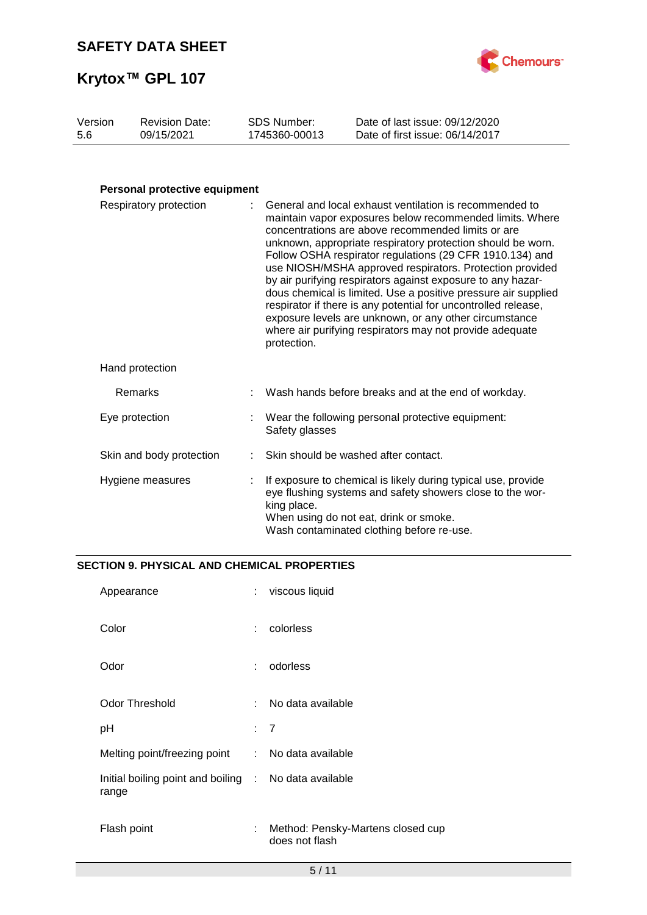**Personal protective equipment**

| | | |
|---|---|---|
| Respiratory protection | : | General and local exhaust ventilation is recommended to maintain vapor exposures below recommended limits. Where concentrations are above recommended limits or are unknown, appropriate respiratory protection should be worn. Follow OSHA respirator regulations (29 CFR 1910.134) and use NIOSH/MSHA approved respirators. Protection provided by air purifying respirators against exposure to any hazardous chemical is limited. Use a positive pressure air supplied respirator if there is any potential for uncontrolled release, exposure levels are unknown, or any other circumstance where air purifying respirators may not provide adequate protection. |
| Hand protection | | |
| Remarks | : | Wash hands before breaks and at the end of workday. |
| Eye protection | : | Wear the following personal protective equipment: Safety glasses |
| Skin and body protection | : | Skin should be washed after contact. |
| Hygiene measures | : | If exposure to chemical is likely during typical use, provide eye flushing systems and safety showers close to the working place. When using do not eat, drink or smoke. Wash contaminated clothing before re-use. |

## SECTION 9. PHYSICAL AND CHEMICAL PROPERTIES

| | | |
|---|---|---|
| Appearance | : | viscous liquid |
| Color | : | colorless |
| Odor | : | odorless |
| Odor Threshold | : | No data available |
| pH | : | 7 |
| Melting point/freezing point | : | No data available |
| Initial boiling point and boiling range | : | No data available |
| Flash point | : | Method: Pensky-Martens closed cup<br>does not flash |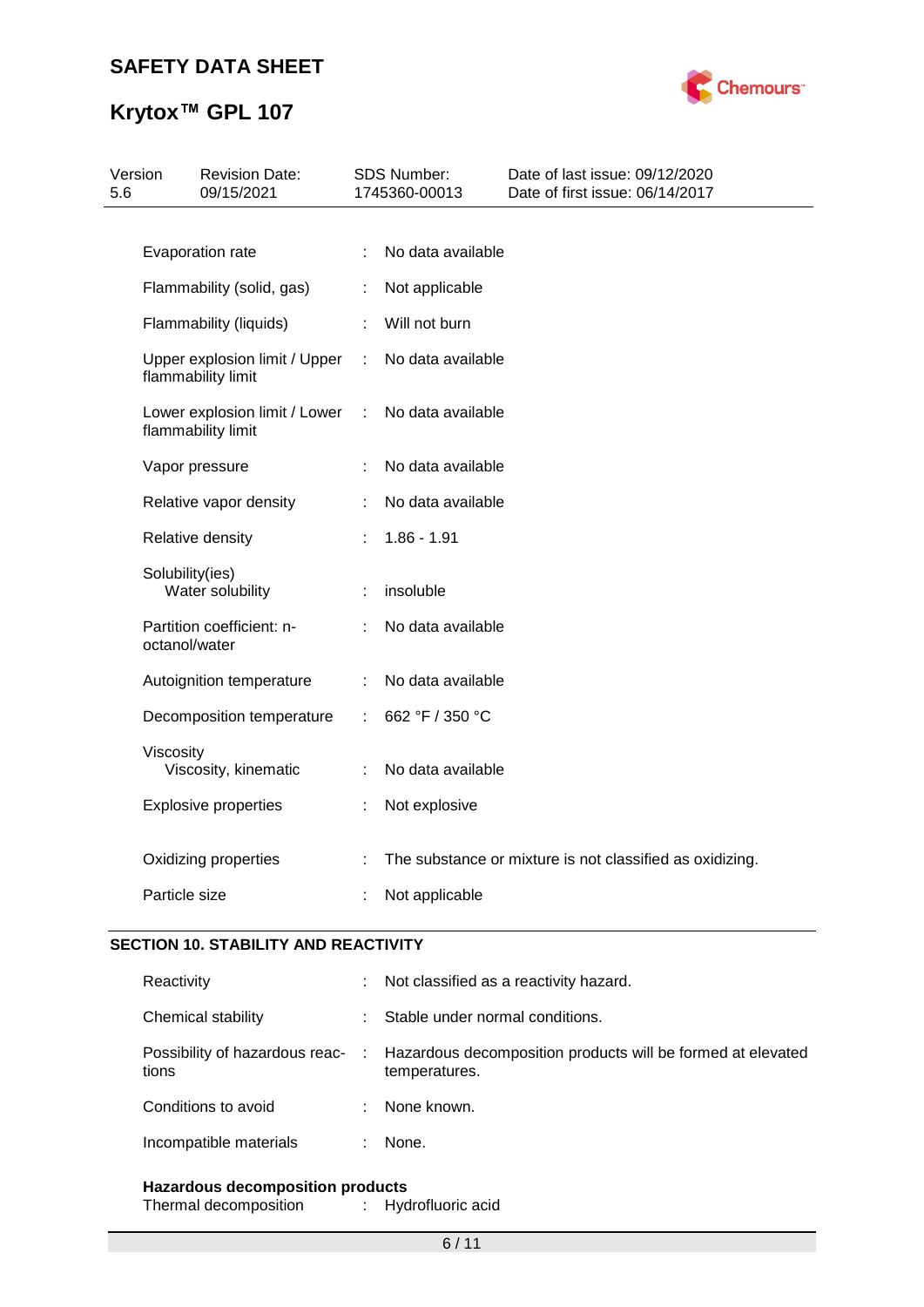| Property | | Value |
|---|---|---|
| Evaporation rate | : | No data available |
| Flammability (solid, gas) | : | Not applicable |
| Flammability (liquids) | : | Will not burn |
| Upper explosion limit / Upper flammability limit | : | No data available |
| Lower explosion limit / Lower flammability limit | : | No data available |
| Vapor pressure | : | No data available |
| Relative vapor density | : | No data available |
| Relative density | : | 1.86 - 1.91 |
| Solubility(ies) | | |
| Water solubility | : | insoluble |
| Partition coefficient: n-octanol/water | : | No data available |
| Autoignition temperature | : | No data available |
| Decomposition temperature | : | 662 °F / 350 °C |
| Viscosity | | |
| Viscosity, kinematic | : | No data available |
| Explosive properties | : | Not explosive |
| Oxidizing properties | : | The substance or mixture is not classified as oxidizing. |
| Particle size | : | Not applicable |

## SECTION 10. STABILITY AND REACTIVITY

| Property | | Value |
|---|---|---|
| Reactivity | : | Not classified as a reactivity hazard. |
| Chemical stability | : | Stable under normal conditions. |
| Possibility of hazardous reactions | : | Hazardous decomposition products will be formed at elevated temperatures. |
| Conditions to avoid | : | None known. |
| Incompatible materials | : | None. |

**Hazardous decomposition products**

Thermal decomposition : Hydrofluoric acid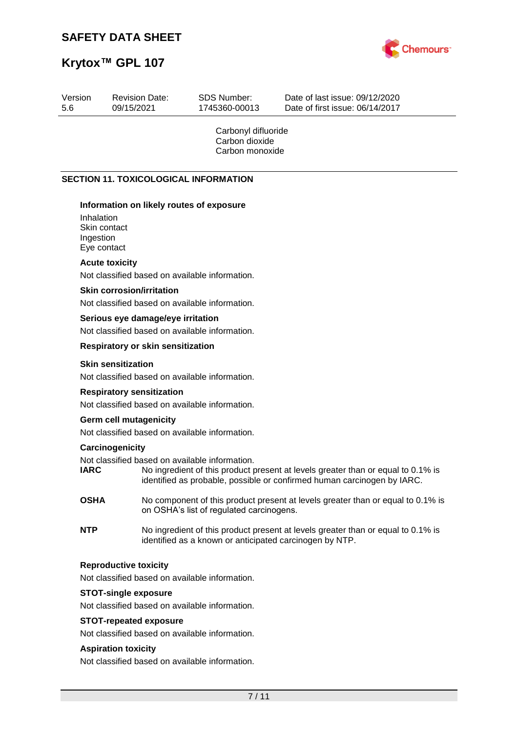Carbonyl difluoride
Carbon dioxide
Carbon monoxide

## SECTION 11. TOXICOLOGICAL INFORMATION

### Information on likely routes of exposure

Inhalation
Skin contact
Ingestion
Eye contact

### Acute toxicity

Not classified based on available information.

### Skin corrosion/irritation

Not classified based on available information.

### Serious eye damage/eye irritation

Not classified based on available information.

### Respiratory or skin sensitization

#### Skin sensitization

Not classified based on available information.

#### Respiratory sensitization

Not classified based on available information.

### Germ cell mutagenicity

Not classified based on available information.

### Carcinogenicity

Not classified based on available information.

**IARC** No ingredient of this product present at levels greater than or equal to 0.1% is identified as probable, possible or confirmed human carcinogen by IARC.

**OSHA** No component of this product present at levels greater than or equal to 0.1% is on OSHA's list of regulated carcinogens.

**NTP** No ingredient of this product present at levels greater than or equal to 0.1% is identified as a known or anticipated carcinogen by NTP.

### Reproductive toxicity

Not classified based on available information.

### STOT-single exposure

Not classified based on available information.

### STOT-repeated exposure

Not classified based on available information.

### Aspiration toxicity

Not classified based on available information.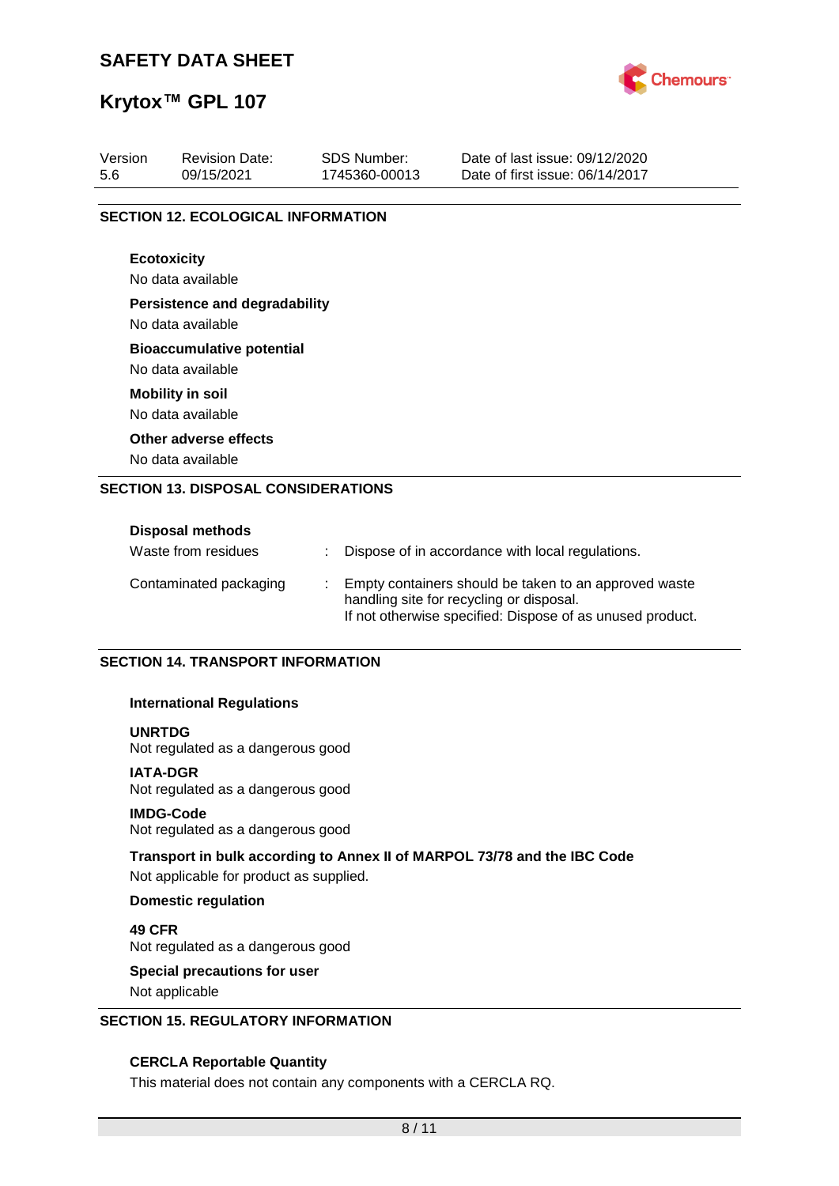## SECTION 12. ECOLOGICAL INFORMATION

**Ecotoxicity**

No data available

**Persistence and degradability**

No data available

**Bioaccumulative potential**

No data available

**Mobility in soil**

No data available

**Other adverse effects**

No data available

## SECTION 13. DISPOSAL CONSIDERATIONS

**Disposal methods**

| | | |
|---|---|---|
| Waste from residues | : | Dispose of in accordance with local regulations. |
| Contaminated packaging | : | Empty containers should be taken to an approved waste handling site for recycling or disposal. If not otherwise specified: Dispose of as unused product. |

## SECTION 14. TRANSPORT INFORMATION

**International Regulations**

**UNRTDG**

Not regulated as a dangerous good

**IATA-DGR**

Not regulated as a dangerous good

**IMDG-Code**

Not regulated as a dangerous good

**Transport in bulk according to Annex II of MARPOL 73/78 and the IBC Code**

Not applicable for product as supplied.

**Domestic regulation**

**49 CFR**

Not regulated as a dangerous good

**Special precautions for user**

Not applicable

## SECTION 15. REGULATORY INFORMATION

**CERCLA Reportable Quantity**

This material does not contain any components with a CERCLA RQ.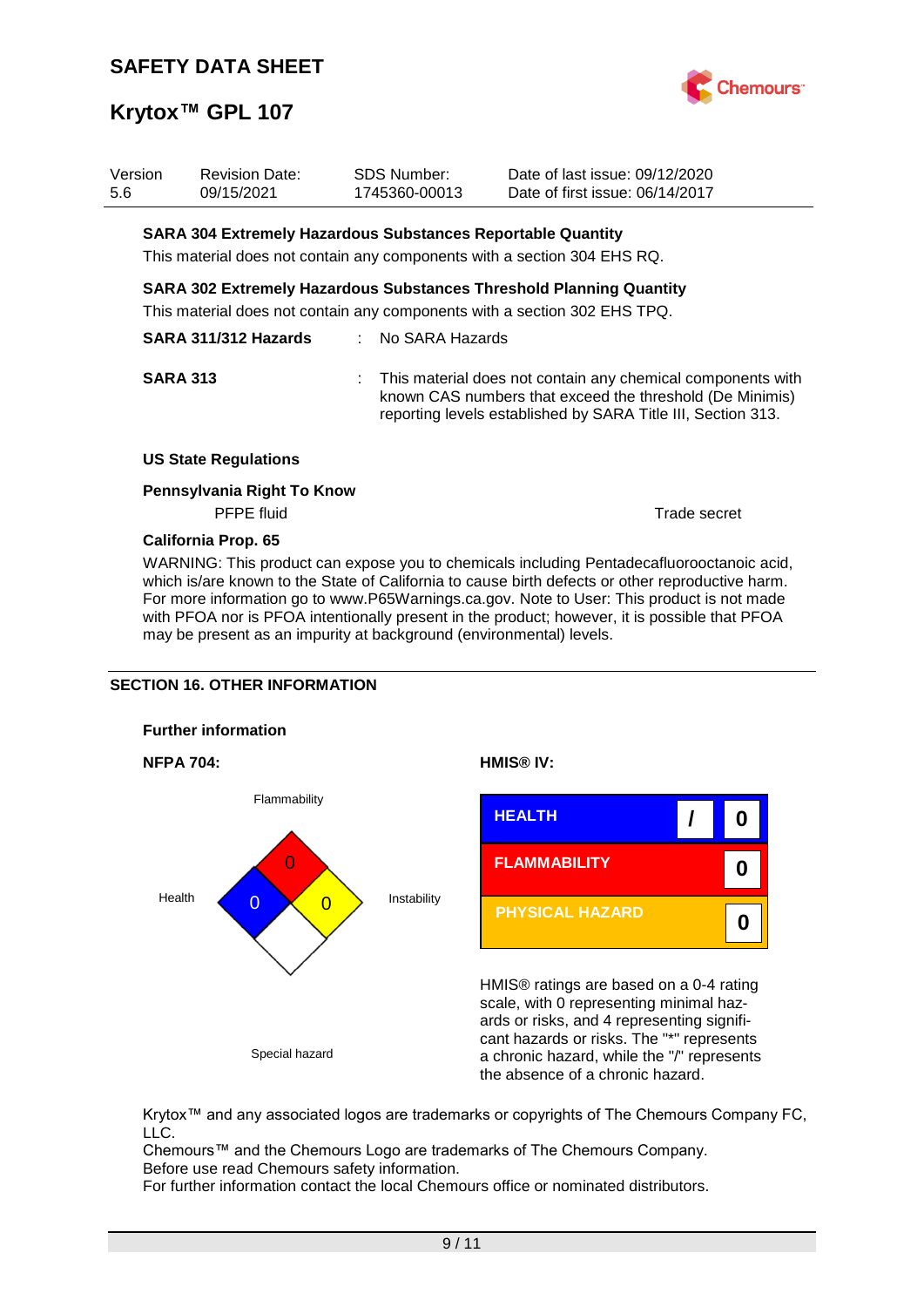| Version | Revision Date: | SDS Number: | Date of last issue: 09/12/2020 |
|---|---|---|---|
| 5.6 | 09/15/2021 | 1745360-00013 | Date of first issue: 06/14/2017 |

**SARA 304 Extremely Hazardous Substances Reportable Quantity**

This material does not contain any components with a section 304 EHS RQ.

**SARA 302 Extremely Hazardous Substances Threshold Planning Quantity**

This material does not contain any components with a section 302 EHS TPQ.

**SARA 311/312 Hazards** : No SARA Hazards

**SARA 313** : This material does not contain any chemical components with known CAS numbers that exceed the threshold (De Minimis) reporting levels established by SARA Title III, Section 313.

**US State Regulations**

**Pennsylvania Right To Know**

| PFPE fluid | Trade secret |
|---|---|

**California Prop. 65**

WARNING: This product can expose you to chemicals including Pentadecafluorooctanoic acid, which is/are known to the State of California to cause birth defects or other reproductive harm. For more information go to www.P65Warnings.ca.gov. Note to User: This product is not made with PFOA nor is PFOA intentionally present in the product; however, it is possible that PFOA may be present as an impurity at background (environmental) levels.

## SECTION 16. OTHER INFORMATION

**Further information**

**NFPA 704:**

| Flammability | Health | Instability | Special hazard |
|---|---|---|---|
| 0 | 0 | 0 | |

**HMIS® IV:**

| | | |
|---|---|---|
| HEALTH | / | 0 |
| FLAMMABILITY | | 0 |
| PHYSICAL HAZARD | | 0 |

HMIS® ratings are based on a 0-4 rating scale, with 0 representing minimal hazards or risks, and 4 representing significant hazards or risks. The "*" represents a chronic hazard, while the "/" represents the absence of a chronic hazard.

Krytox™ and any associated logos are trademarks or copyrights of The Chemours Company FC, LLC.

Chemours™ and the Chemours Logo are trademarks of The Chemours Company.

Before use read Chemours safety information.

For further information contact the local Chemours office or nominated distributors.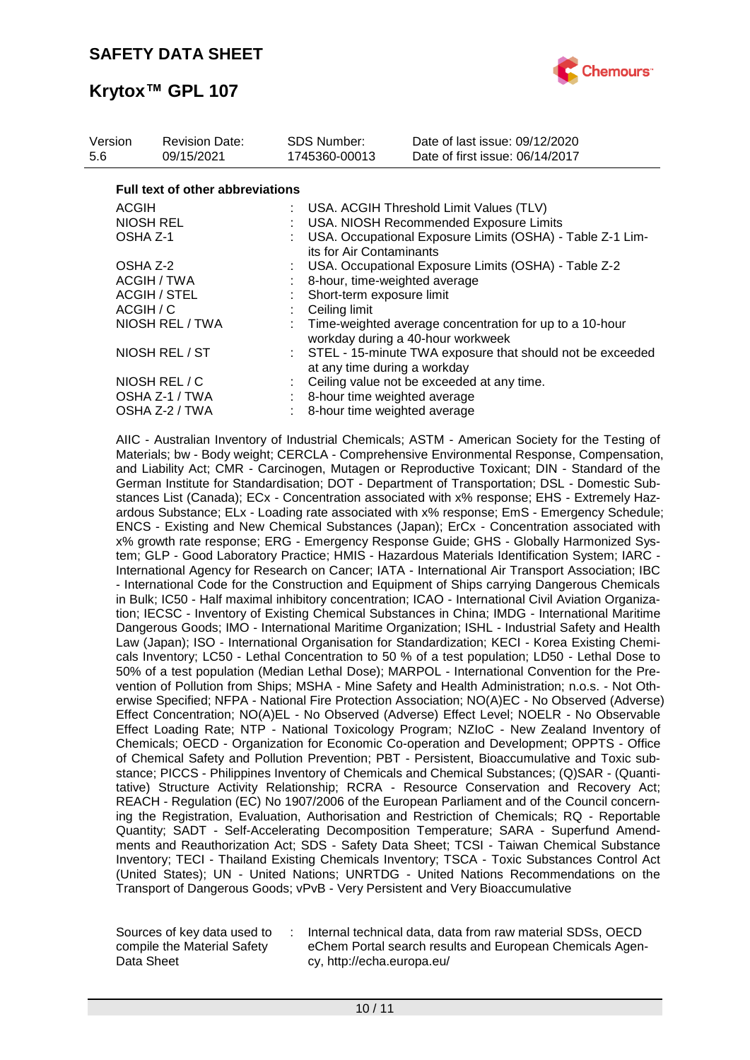| Version | Revision Date: | SDS Number: | Date of last issue: 09/12/2020 |
|---|---|---|---|
| 5.6 | 09/15/2021 | 1745360-00013 | Date of first issue: 06/14/2017 |

### Full text of other abbreviations

| | | |
|---|---|---|
| ACGIH | : | USA. ACGIH Threshold Limit Values (TLV) |
| NIOSH REL | : | USA. NIOSH Recommended Exposure Limits |
| OSHA Z-1 | : | USA. Occupational Exposure Limits (OSHA) - Table Z-1 Limits for Air Contaminants |
| OSHA Z-2 | : | USA. Occupational Exposure Limits (OSHA) - Table Z-2 |
| ACGIH / TWA | : | 8-hour, time-weighted average |
| ACGIH / STEL | : | Short-term exposure limit |
| ACGIH / C | : | Ceiling limit |
| NIOSH REL / TWA | : | Time-weighted average concentration for up to a 10-hour workday during a 40-hour workweek |
| NIOSH REL / ST | : | STEL - 15-minute TWA exposure that should not be exceeded at any time during a workday |
| NIOSH REL / C | : | Ceiling value not be exceeded at any time. |
| OSHA Z-1 / TWA | : | 8-hour time weighted average |
| OSHA Z-2 / TWA | : | 8-hour time weighted average |

AIIC - Australian Inventory of Industrial Chemicals; ASTM - American Society for the Testing of Materials; bw - Body weight; CERCLA - Comprehensive Environmental Response, Compensation, and Liability Act; CMR - Carcinogen, Mutagen or Reproductive Toxicant; DIN - Standard of the German Institute for Standardisation; DOT - Department of Transportation; DSL - Domestic Substances List (Canada); ECx - Concentration associated with x% response; EHS - Extremely Hazardous Substance; ELx - Loading rate associated with x% response; EmS - Emergency Schedule; ENCS - Existing and New Chemical Substances (Japan); ErCx - Concentration associated with x% growth rate response; ERG - Emergency Response Guide; GHS - Globally Harmonized System; GLP - Good Laboratory Practice; HMIS - Hazardous Materials Identification System; IARC - International Agency for Research on Cancer; IATA - International Air Transport Association; IBC - International Code for the Construction and Equipment of Ships carrying Dangerous Chemicals in Bulk; IC50 - Half maximal inhibitory concentration; ICAO - International Civil Aviation Organization; IECSC - Inventory of Existing Chemical Substances in China; IMDG - International Maritime Dangerous Goods; IMO - International Maritime Organization; ISHL - Industrial Safety and Health Law (Japan); ISO - International Organisation for Standardization; KECI - Korea Existing Chemicals Inventory; LC50 - Lethal Concentration to 50 % of a test population; LD50 - Lethal Dose to 50% of a test population (Median Lethal Dose); MARPOL - International Convention for the Prevention of Pollution from Ships; MSHA - Mine Safety and Health Administration; n.o.s. - Not Otherwise Specified; NFPA - National Fire Protection Association; NO(A)EC - No Observed (Adverse) Effect Concentration; NO(A)EL - No Observed (Adverse) Effect Level; NOELR - No Observable Effect Loading Rate; NTP - National Toxicology Program; NZIoC - New Zealand Inventory of Chemicals; OECD - Organization for Economic Co-operation and Development; OPPTS - Office of Chemical Safety and Pollution Prevention; PBT - Persistent, Bioaccumulative and Toxic substance; PICCS - Philippines Inventory of Chemicals and Chemical Substances; (Q)SAR - (Quantitative) Structure Activity Relationship; RCRA - Resource Conservation and Recovery Act; REACH - Regulation (EC) No 1907/2006 of the European Parliament and of the Council concerning the Registration, Evaluation, Authorisation and Restriction of Chemicals; RQ - Reportable Quantity; SADT - Self-Accelerating Decomposition Temperature; SARA - Superfund Amendments and Reauthorization Act; SDS - Safety Data Sheet; TCSI - Taiwan Chemical Substance Inventory; TECI - Thailand Existing Chemicals Inventory; TSCA - Toxic Substances Control Act (United States); UN - United Nations; UNRTDG - United Nations Recommendations on the Transport of Dangerous Goods; vPvB - Very Persistent and Very Bioaccumulative

| | | |
|---|---|---|
| Sources of key data used to compile the Material Safety Data Sheet | : | Internal technical data, data from raw material SDSs, OECD eChem Portal search results and European Chemicals Agency, http://echa.europa.eu/ |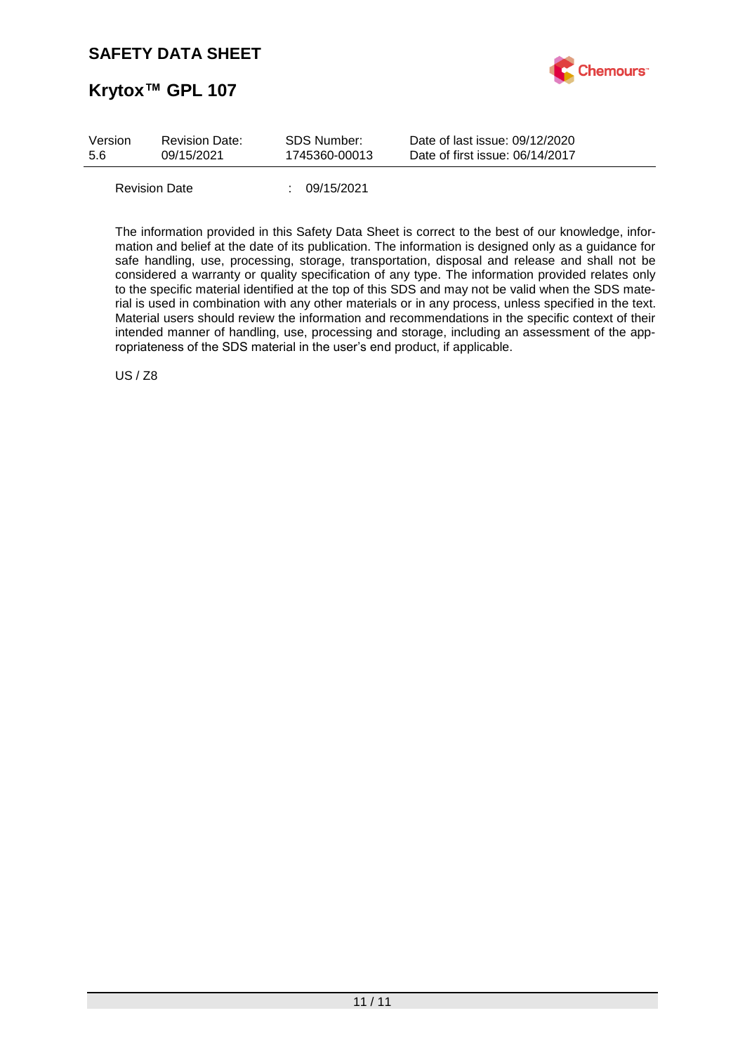Revision Date : 09/15/2021

The information provided in this Safety Data Sheet is correct to the best of our knowledge, information and belief at the date of its publication. The information is designed only as a guidance for safe handling, use, processing, storage, transportation, disposal and release and shall not be considered a warranty or quality specification of any type. The information provided relates only to the specific material identified at the top of this SDS and may not be valid when the SDS material is used in combination with any other materials or in any process, unless specified in the text. Material users should review the information and recommendations in the specific context of their intended manner of handling, use, processing and storage, including an assessment of the appropriateness of the SDS material in the user's end product, if applicable.

US / Z8